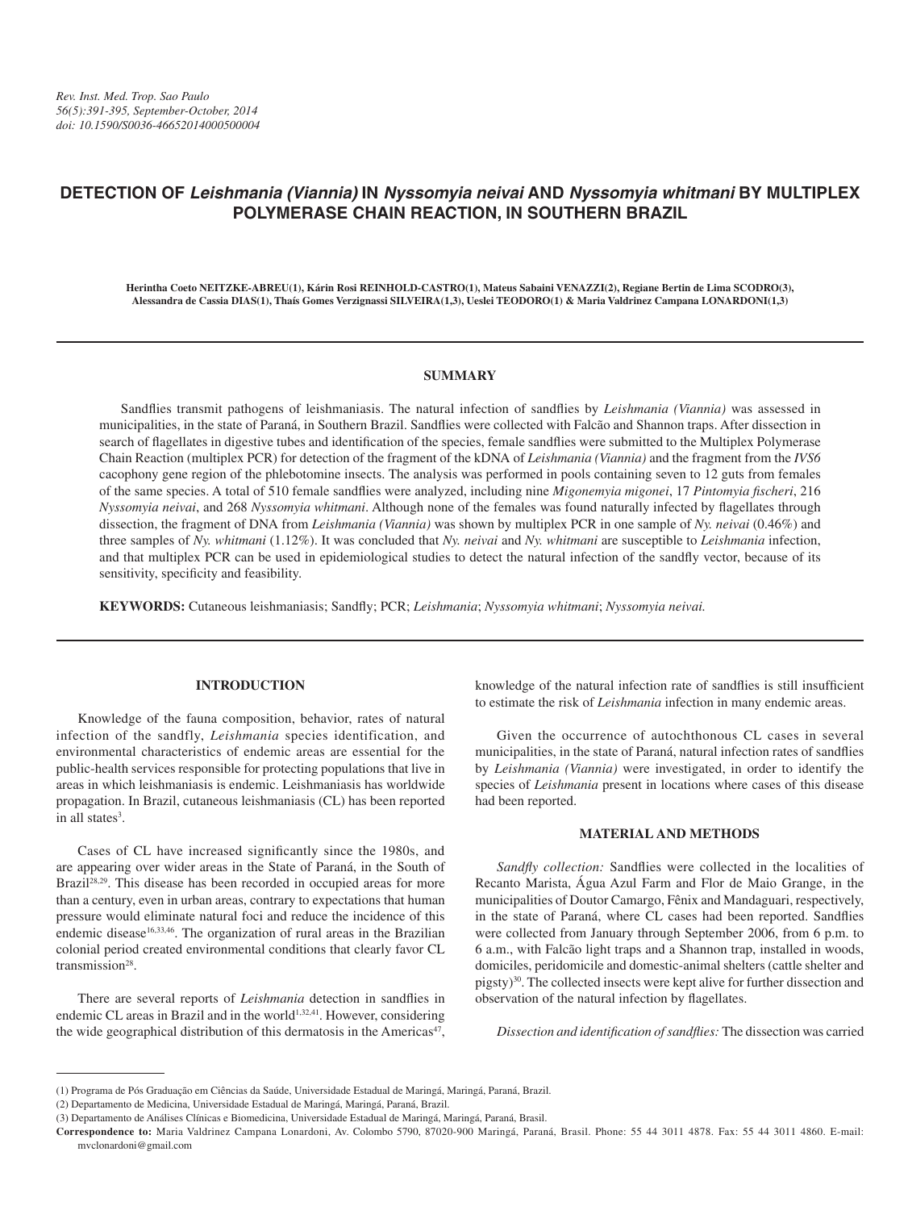# DETECTION OF *Leishmania (Viannia)* IN *Nyssomyia neivai* AND *Nyssomyia whitmani* BY MULTIPLEX POLYMERASE CHAIN REACTION, IN SOUTHERN BRAZIL

**Herintha Coeto NEITZKE-ABREU(1), Kárin Rosi REINHOLD-CASTRO(1), Mateus Sabaini VENAZZI(2), Regiane Bertin de Lima SCODRO(3), Alessandra de Cassia DIAS(1), Thaís Gomes Verzignassi SILVEIRA(1,3), Ueslei TEODORO(1) & Maria Valdrinez Campana LONARDONI(1,3)**

## SUMMARY

Sandflies transmit pathogens of leishmaniasis. The natural infection of sandflies by *Leishmania (Viannia)* was assessed in municipalities, in the state of Paraná, in Southern Brazil. Sandflies were collected with Falcão and Shannon traps. After dissection in search of flagellates in digestive tubes and identification of the species, female sandflies were submitted to the Multiplex Polymerase Chain Reaction (multiplex PCR) for detection of the fragment of the kDNA of *Leishmania (Viannia)* and the fragment from the *IVS6* cacophony gene region of the phlebotomine insects. The analysis was performed in pools containing seven to 12 guts from females of the same species. A total of 510 female sandflies were analyzed, including nine *Migonemyia migonei*, 17 *Pintomyia fischeri*, 216 *Nyssomyia neivai*, and 268 *Nyssomyia whitmani*. Although none of the females was found naturally infected by flagellates through dissection, the fragment of DNA from *Leishmania (Viannia)* was shown by multiplex PCR in one sample of *Ny. neivai* (0.46%) and three samples of *Ny. whitmani* (1.12%). It was concluded that *Ny. neivai* and *Ny. whitmani* are susceptible to *Leishmania* infection, and that multiplex PCR can be used in epidemiological studies to detect the natural infection of the sandfly vector, because of its sensitivity, specificity and feasibility.

**KEYWORDS:** Cutaneous leishmaniasis; Sandfly; PCR; *Leishmania*; *Nyssomyia whitmani*; *Nyssomyia neivai.*

## INTRODUCTION

Knowledge of the fauna composition, behavior, rates of natural infection of the sandfly, *Leishmania* species identification, and environmental characteristics of endemic areas are essential for the public-health services responsible for protecting populations that live in areas in which leishmaniasis is endemic. Leishmaniasis has worldwide propagation. In Brazil, cutaneous leishmaniasis (CL) has been reported in all states[3].

Cases of CL have increased significantly since the 1980s, and are appearing over wider areas in the State of Paraná, in the South of Brazil[28,29]. This disease has been recorded in occupied areas for more than a century, even in urban areas, contrary to expectations that human pressure would eliminate natural foci and reduce the incidence of this endemic disease[16,33,46]. The organization of rural areas in the Brazilian colonial period created environmental conditions that clearly favor CL transmission[28].

There are several reports of *Leishmania* detection in sandflies in endemic CL areas in Brazil and in the world[1,32,41]. However, considering the wide geographical distribution of this dermatosis in the Americas[47], knowledge of the natural infection rate of sandflies is still insufficient to estimate the risk of *Leishmania* infection in many endemic areas.

Given the occurrence of autochthonous CL cases in several municipalities, in the state of Paraná, natural infection rates of sandflies by *Leishmania (Viannia)* were investigated, in order to identify the species of *Leishmania* present in locations where cases of this disease had been reported.

## MATERIAL AND METHODS

*Sandfly collection:* Sandflies were collected in the localities of Recanto Marista, Água Azul Farm and Flor de Maio Grange, in the municipalities of Doutor Camargo, Fênix and Mandaguari, respectively, in the state of Paraná, where CL cases had been reported. Sandflies were collected from January through September 2006, from 6 p.m. to 6 a.m., with Falcão light traps and a Shannon trap, installed in woods, domiciles, peridomicile and domestic-animal shelters (cattle shelter and pigsty)[30]. The collected insects were kept alive for further dissection and observation of the natural infection by flagellates.

*Dissection and identification of sandflies:* The dissection was carried

(1) Programa de Pós Graduação em Ciências da Saúde, Universidade Estadual de Maringá, Maringá, Paraná, Brazil.
(2) Departamento de Medicina, Universidade Estadual de Maringá, Maringá, Paraná, Brazil.
(3) Departamento de Análises Clínicas e Biomedicina, Universidade Estadual de Maringá, Maringá, Paraná, Brasil.
**Correspondence to:** Maria Valdrinez Campana Lonardoni, Av. Colombo 5790, 87020-900 Maringá, Paraná, Brasil. Phone: 55 44 3011 4878. Fax: 55 44 3011 4860. E-mail: mvclonardoni@gmail.com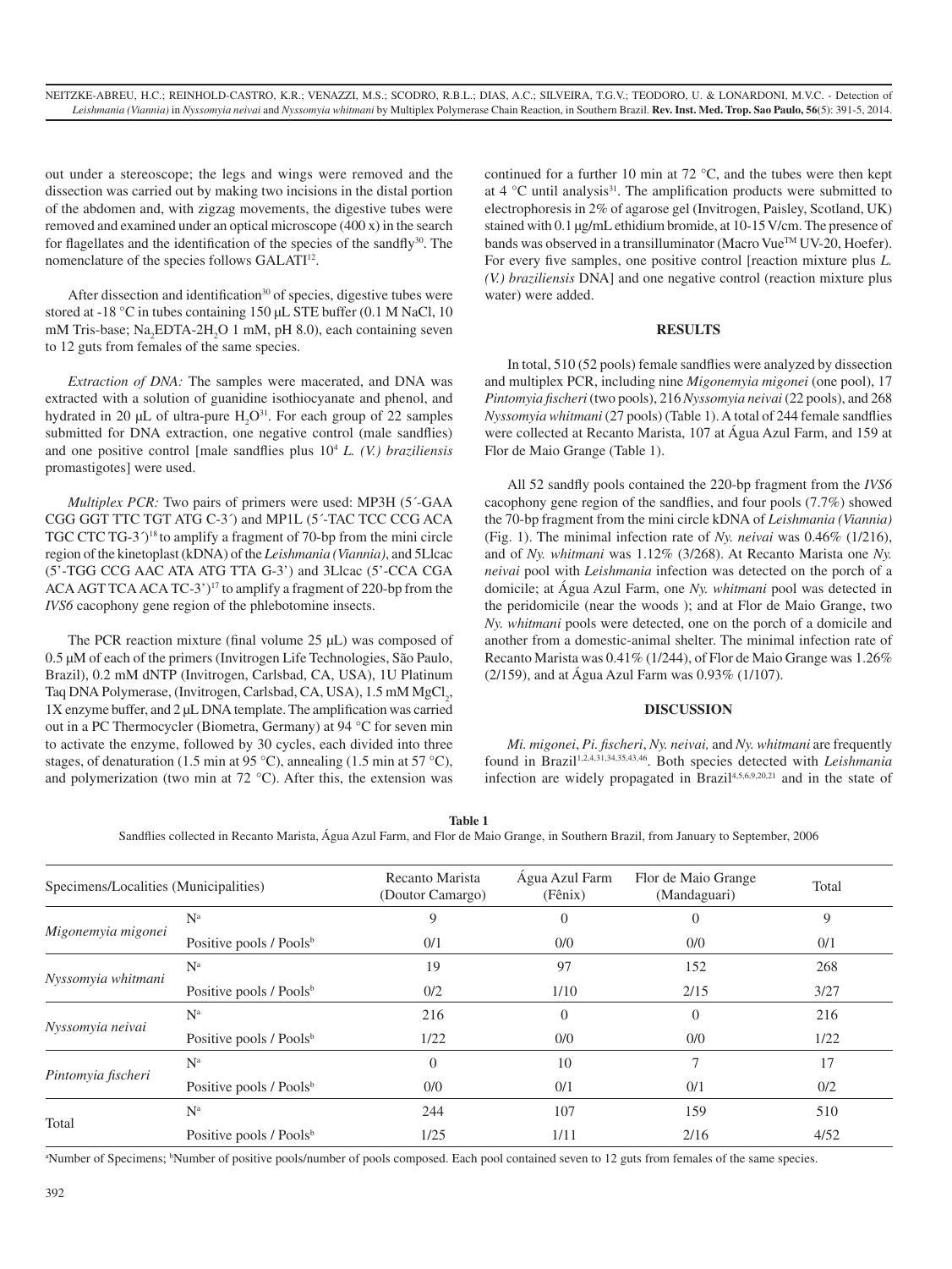out under a stereoscope; the legs and wings were removed and the dissection was carried out by making two incisions in the distal portion of the abdomen and, with zigzag movements, the digestive tubes were removed and examined under an optical microscope (400 x) in the search for flagellates and the identification of the species of the sandfly[30]. The nomenclature of the species follows GALATI[12].

After dissection and identification[30] of species, digestive tubes were stored at -18 °C in tubes containing 150 µL STE buffer (0.1 M NaCl, 10 mM Tris-base; $Na_2EDTA$-$2H_2O$ 1 mM, pH 8.0), each containing seven to 12 guts from females of the same species.

*Extraction of DNA:* The samples were macerated, and DNA was extracted with a solution of guanidine isothiocyanate and phenol, and hydrated in 20 µL of ultra-pure $H_2O$[31]. For each group of 22 samples submitted for DNA extraction, one negative control (male sandflies) and one positive control [male sandflies plus $10^4$ *L. (V.) braziliensis* promastigotes] were used.

*Multiplex PCR:* Two pairs of primers were used: MP3H (5´-GAA CGG GGT TTC TGT ATG C-3´) and MP1L (5´-TAC TCC CCG ACA TGC CTC TG-3´)[18] to amplify a fragment of 70-bp from the mini circle region of the kinetoplast (kDNA) of the *Leishmania (Viannia)*, and 5Llcac (5'-TGG CCG AAC ATA ATG TTA G-3') and 3Llcac (5'-CCA CGA ACA AGT TCA ACA TC-3')[17] to amplify a fragment of 220-bp from the *IVS6* cacophony gene region of the phlebotomine insects.

The PCR reaction mixture (final volume 25 µL) was composed of 0.5 µM of each of the primers (Invitrogen Life Technologies, São Paulo, Brazil), 0.2 mM dNTP (Invitrogen, Carlsbad, CA, USA), 1U Platinum Taq DNA Polymerase, (Invitrogen, Carlsbad, CA, USA), 1.5 mM $MgCl_2$, 1X enzyme buffer, and 2 µL DNA template. The amplification was carried out in a PC Thermocycler (Biometra, Germany) at 94 °C for seven min to activate the enzyme, followed by 30 cycles, each divided into three stages, of denaturation (1.5 min at 95 °C), annealing (1.5 min at 57 °C), and polymerization (two min at 72 °C). After this, the extension was continued for a further 10 min at 72 °C, and the tubes were then kept at 4 °C until analysis[31]. The amplification products were submitted to electrophoresis in 2% of agarose gel (Invitrogen, Paisley, Scotland, UK) stained with 0.1 µg/mL ethidium bromide, at 10-15 V/cm. The presence of bands was observed in a transilluminator (Macro Vue™ UV-20, Hoefer). For every five samples, one positive control [reaction mixture plus *L. (V.) braziliensis* DNA] and one negative control (reaction mixture plus water) were added.

## RESULTS

In total, 510 (52 pools) female sandflies were analyzed by dissection and multiplex PCR, including nine *Migonemyia migonei* (one pool), 17 *Pintomyia fischeri* (two pools), 216 *Nyssomyia neivai* (22 pools), and 268 *Nyssomyia whitmani* (27 pools) (Table 1). A total of 244 female sandflies were collected at Recanto Marista, 107 at Água Azul Farm, and 159 at Flor de Maio Grange (Table 1).

All 52 sandfly pools contained the 220-bp fragment from the *IVS6* cacophony gene region of the sandflies, and four pools (7.7%) showed the 70-bp fragment from the mini circle kDNA of *Leishmania (Viannia)* (Fig. 1). The minimal infection rate of *Ny. neivai* was 0.46% (1/216), and of *Ny. whitmani* was 1.12% (3/268). At Recanto Marista one *Ny. neivai* pool with *Leishmania* infection was detected on the porch of a domicile; at Água Azul Farm, one *Ny. whitmani* pool was detected in the peridomicile (near the woods ); and at Flor de Maio Grange, two *Ny. whitmani* pools were detected, one on the porch of a domicile and another from a domestic-animal shelter. The minimal infection rate of Recanto Marista was 0.41% (1/244), of Flor de Maio Grange was 1.26% (2/159), and at Água Azul Farm was 0.93% (1/107).

## DISCUSSION

*Mi. migonei*, *Pi. fischeri*, *Ny. neivai,* and *Ny. whitmani* are frequently found in Brazil[1,2,4,31,34,35,43,46]. Both species detected with *Leishmania* infection are widely propagated in Brazil[4,5,6,9,20,21] and in the state of

**Table 1**
Sandflies collected in Recanto Marista, Água Azul Farm, and Flor de Maio Grange, in Southern Brazil, from January to September, 2006

| Specimens/Localities (Municipalities) | | Recanto Marista (Doutor Camargo) | Água Azul Farm (Fênix) | Flor de Maio Grange (Mandaguari) | Total |
|---|---|---|---|---|---|
| *Migonemyia migonei* | N[a] | 9 | 0 | 0 | 9 |
| | Positive pools / Pools[b] | 0/1 | 0/0 | 0/0 | 0/1 |
| *Nyssomyia whitmani* | N[a] | 19 | 97 | 152 | 268 |
| | Positive pools / Pools[b] | 0/2 | 1/10 | 2/15 | 3/27 |
| *Nyssomyia neivai* | N[a] | 216 | 0 | 0 | 216 |
| | Positive pools / Pools[b] | 1/22 | 0/0 | 0/0 | 1/22 |
| *Pintomyia fischeri* | N[a] | 0 | 10 | 7 | 17 |
| | Positive pools / Pools[b] | 0/0 | 0/1 | 0/1 | 0/2 |
| Total | N[a] | 244 | 107 | 159 | 510 |
| | Positive pools / Pools[b] | 1/25 | 1/11 | 2/16 | 4/52 |

[a]Number of Specimens; [b]Number of positive pools/number of pools composed. Each pool contained seven to 12 guts from females of the same species.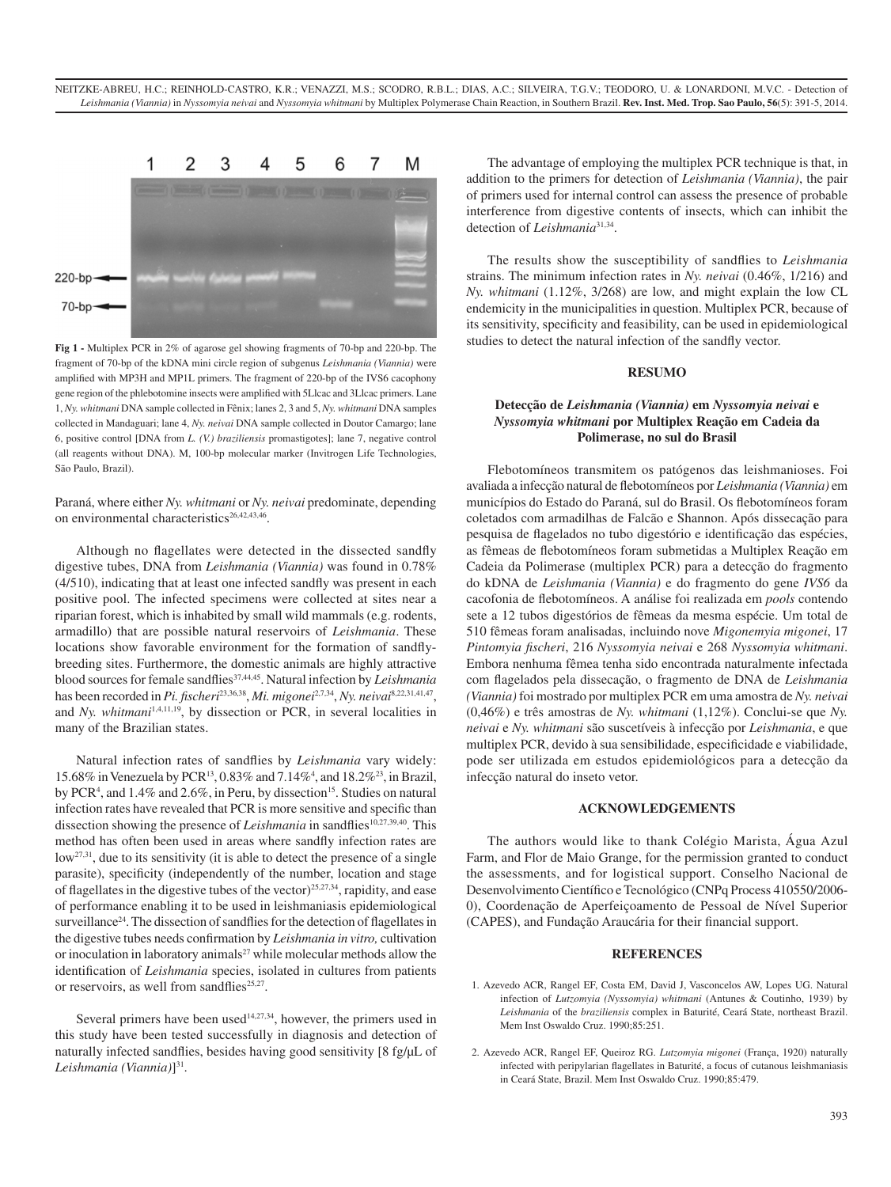**Fig 1 -** Multiplex PCR in 2% of agarose gel showing fragments of 70-bp and 220-bp. The fragment of 70-bp of the kDNA mini circle region of subgenus *Leishmania (Viannia)* were amplified with MP3H and MP1L primers. The fragment of 220-bp of the IVS6 cacophony gene region of the phlebotomine insects were amplified with 5Llcac and 3Llcac primers. Lane 1, *Ny. whitmani* DNA sample collected in Fênix; lanes 2, 3 and 5, *Ny. whitmani* DNA samples collected in Mandaguari; lane 4, *Ny. neivai* DNA sample collected in Doutor Camargo; lane 6, positive control [DNA from *L. (V.) braziliensis* promastigotes]; lane 7, negative control (all reagents without DNA). M, 100-bp molecular marker (Invitrogen Life Technologies, São Paulo, Brazil).

Paraná, where either *Ny. whitmani* or *Ny. neivai* predominate, depending on environmental characteristics[26,42,43,46].

Although no flagellates were detected in the dissected sandfly digestive tubes, DNA from *Leishmania (Viannia)* was found in 0.78% (4/510), indicating that at least one infected sandfly was present in each positive pool. The infected specimens were collected at sites near a riparian forest, which is inhabited by small wild mammals (e.g. rodents, armadillo) that are possible natural reservoirs of *Leishmania*. These locations show favorable environment for the formation of sandfly-breeding sites. Furthermore, the domestic animals are highly attractive blood sources for female sandflies[37,44,45]. Natural infection by *Leishmania* has been recorded in *Pi. fischeri*[23,36,38], *Mi. migonei*[2,7,34], *Ny. neivai*[8,22,31,41,47], and *Ny. whitmani*[1,4,11,19], by dissection or PCR, in several localities in many of the Brazilian states.

Natural infection rates of sandflies by *Leishmania* vary widely: 15.68% in Venezuela by PCR[13], 0.83% and 7.14%[4], and 18.2%[23], in Brazil, by PCR[4], and 1.4% and 2.6%, in Peru, by dissection[15]. Studies on natural infection rates have revealed that PCR is more sensitive and specific than dissection showing the presence of *Leishmania* in sandflies[10,27,39,40]. This method has often been used in areas where sandfly infection rates are low[27,31], due to its sensitivity (it is able to detect the presence of a single parasite), specificity (independently of the number, location and stage of flagellates in the digestive tubes of the vector)[25,27,34], rapidity, and ease of performance enabling it to be used in leishmaniasis epidemiological surveillance[24]. The dissection of sandflies for the detection of flagellates in the digestive tubes needs confirmation by *Leishmania in vitro,* cultivation or inoculation in laboratory animals[27] while molecular methods allow the identification of *Leishmania* species, isolated in cultures from patients or reservoirs, as well from sandflies[25,27].

Several primers have been used[14,27,34], however, the primers used in this study have been tested successfully in diagnosis and detection of naturally infected sandflies, besides having good sensitivity [8 fg/µL of *Leishmania (Viannia)*][31].

The advantage of employing the multiplex PCR technique is that, in addition to the primers for detection of *Leishmania (Viannia)*, the pair of primers used for internal control can assess the presence of probable interference from digestive contents of insects, which can inhibit the detection of *Leishmania*[31,34].

The results show the susceptibility of sandflies to *Leishmania* strains. The minimum infection rates in *Ny. neivai* (0.46%, 1/216) and *Ny. whitmani* (1.12%, 3/268) are low, and might explain the low CL endemicity in the municipalities in question. Multiplex PCR, because of its sensitivity, specificity and feasibility, can be used in epidemiological studies to detect the natural infection of the sandfly vector.

## RESUMO

### Detecção de *Leishmania (Viannia)* em *Nyssomyia neivai* e *Nyssomyia whitmani* por Multiplex Reação em Cadeia da Polimerase, no sul do Brasil

Flebotomíneos transmitem os patógenos das leishmanioses. Foi avaliada a infecção natural de flebotomíneos por *Leishmania (Viannia)* em municípios do Estado do Paraná, sul do Brasil. Os flebotomíneos foram coletados com armadilhas de Falcão e Shannon. Após dissecação para pesquisa de flagelados no tubo digestório e identificação das espécies, as fêmeas de flebotomíneos foram submetidas a Multiplex Reação em Cadeia da Polimerase (multiplex PCR) para a detecção do fragmento do kDNA de *Leishmania (Viannia)* e do fragmento do gene *IVS6* da cacofonia de flebotomíneos. A análise foi realizada em *pools* contendo sete a 12 tubos digestórios de fêmeas da mesma espécie. Um total de 510 fêmeas foram analisadas, incluindo nove *Migonemyia migonei*, 17 *Pintomyia fischeri*, 216 *Nyssomyia neivai* e 268 *Nyssomyia whitmani*. Embora nenhuma fêmea tenha sido encontrada naturalmente infectada com flagelados pela dissecação, o fragmento de DNA de *Leishmania (Viannia)* foi mostrado por multiplex PCR em uma amostra de *Ny. neivai* (0,46%) e três amostras de *Ny. whitmani* (1,12%). Conclui-se que *Ny. neivai* e *Ny. whitmani* são suscetíveis à infecção por *Leishmania*, e que multiplex PCR, devido à sua sensibilidade, especificidade e viabilidade, pode ser utilizada em estudos epidemiológicos para a detecção da infecção natural do inseto vetor.

## ACKNOWLEDGEMENTS

The authors would like to thank Colégio Marista, Água Azul Farm, and Flor de Maio Grange, for the permission granted to conduct the assessments, and for logistical support. Conselho Nacional de Desenvolvimento Científico e Tecnológico (CNPq Process 410550/2006-0), Coordenação de Aperfeiçoamento de Pessoal de Nível Superior (CAPES), and Fundação Araucária for their financial support.

## REFERENCES

1. Azevedo ACR, Rangel EF, Costa EM, David J, Vasconcelos AW, Lopes UG. Natural infection of *Lutzomyia (Nyssomyia) whitmani* (Antunes & Coutinho, 1939) by *Leishmania* of the *braziliensis* complex in Baturité, Ceará State, northeast Brazil. Mem Inst Oswaldo Cruz. 1990;85:251.
2. Azevedo ACR, Rangel EF, Queiroz RG. *Lutzomyia migonei* (França, 1920) naturally infected with peripylarian flagellates in Baturité, a focus of cutaneous leishmaniasis in Ceará State, Brazil. Mem Inst Oswaldo Cruz. 1990;85:479.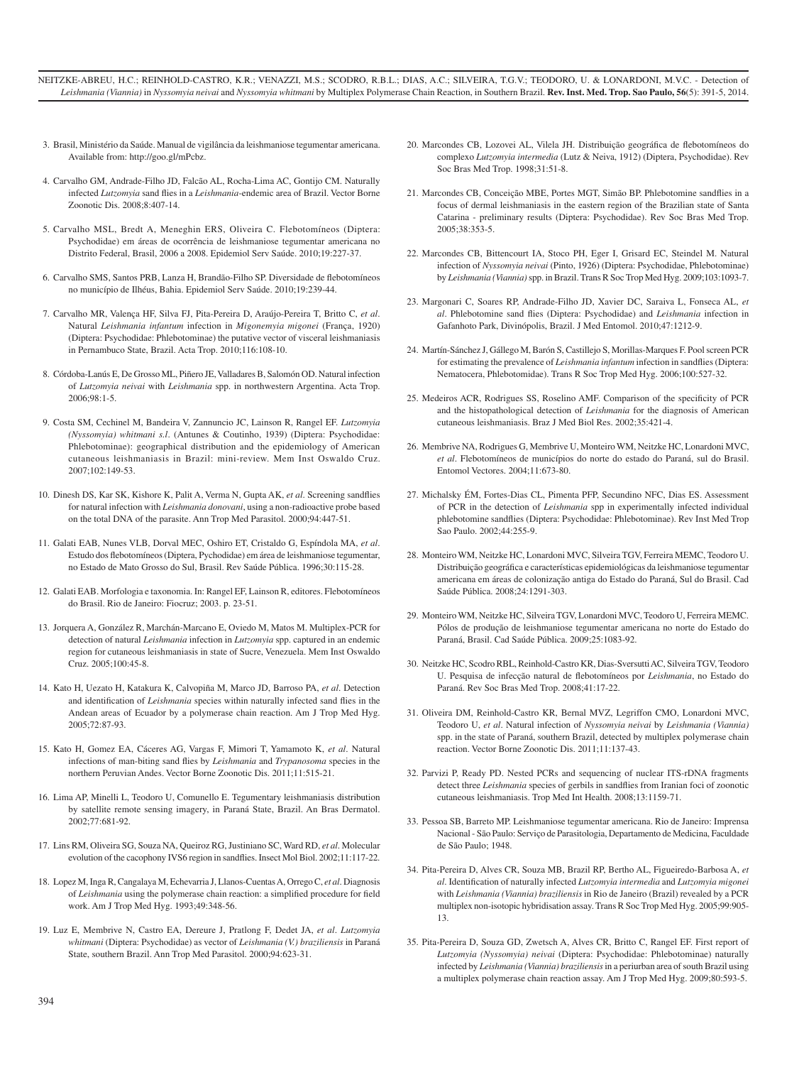3. Brasil, Ministério da Saúde. Manual de vigilância da leishmaniose tegumentar americana. Available from: http://goo.gl/mPcbz.

4. Carvalho GM, Andrade-Filho JD, Falcão AL, Rocha-Lima AC, Gontijo CM. Naturally infected *Lutzomyia* sand flies in a *Leishmania*-endemic area of Brazil. Vector Borne Zoonotic Dis. 2008;8:407-14.

5. Carvalho MSL, Bredt A, Meneghin ERS, Oliveira C. Flebotomíneos (Diptera: Psychodidae) em áreas de ocorrência de leishmaniose tegumentar americana no Distrito Federal, Brasil, 2006 a 2008. Epidemiol Serv Saúde. 2010;19:227-37.

6. Carvalho SMS, Santos PRB, Lanza H, Brandão-Filho SP. Diversidade de flebotomíneos no município de Ilhéus, Bahia. Epidemiol Serv Saúde. 2010;19:239-44.

7. Carvalho MR, Valença HF, Silva FJ, Pita-Pereira D, Araújo-Pereira T, Britto C, *et al*. Natural *Leishmania infantum* infection in *Migonemyia migonei* (França, 1920) (Diptera: Psychodidae: Phlebotominae) the putative vector of visceral leishmaniasis in Pernambuco State, Brazil. Acta Trop. 2010;116:108-10.

8. Córdoba-Lanús E, De Grosso ML, Piñero JE, Valladares B, Salomón OD. Natural infection of *Lutzomyia neivai* with *Leishmania* spp. in northwestern Argentina. Acta Trop. 2006;98:1-5.

9. Costa SM, Cechinel M, Bandeira V, Zannuncio JC, Lainson R, Rangel EF. *Lutzomyia (Nyssomyia) whitmani s.l.* (Antunes & Coutinho, 1939) (Diptera: Psychodidae: Phlebotominae): geographical distribution and the epidemiology of American cutaneous leishmaniasis in Brazil: mini-review. Mem Inst Oswaldo Cruz. 2007;102:149-53.

10. Dinesh DS, Kar SK, Kishore K, Palit A, Verma N, Gupta AK, *et al*. Screening sandflies for natural infection with *Leishmania donovani*, using a non-radioactive probe based on the total DNA of the parasite. Ann Trop Med Parasitol. 2000;94:447-51.

11. Galati EAB, Nunes VLB, Dorval MEC, Oshiro ET, Cristaldo G, Espíndola MA, *et al*. Estudo dos flebotomíneos (Diptera, Pychodidae) em área de leishmaniose tegumentar, no Estado de Mato Grosso do Sul, Brasil. Rev Saúde Pública. 1996;30:115-28.

12. Galati EAB. Morfologia e taxonomia. In: Rangel EF, Lainson R, editores. Flebotomíneos do Brasil. Rio de Janeiro: Fiocruz; 2003. p. 23-51.

13. Jorquera A, González R, Marchán-Marcano E, Oviedo M, Matos M. Multiplex-PCR for detection of natural *Leishmania* infection in *Lutzomyia* spp. captured in an endemic region for cutaneous leishmaniasis in state of Sucre, Venezuela. Mem Inst Oswaldo Cruz. 2005;100:45-8.

14. Kato H, Uezato H, Katakura K, Calvopiña M, Marco JD, Barroso PA, *et al*. Detection and identification of *Leishmania* species within naturally infected sand flies in the Andean areas of Ecuador by a polymerase chain reaction. Am J Trop Med Hyg. 2005;72:87-93.

15. Kato H, Gomez EA, Cáceres AG, Vargas F, Mimori T, Yamamoto K, *et al*. Natural infections of man-biting sand flies by *Leishmania* and *Trypanosoma* species in the northern Peruvian Andes. Vector Borne Zoonotic Dis. 2011;11:515-21.

16. Lima AP, Minelli L, Teodoro U, Comunello E. Tegumentary leishmaniasis distribution by satellite remote sensing imagery, in Paraná State, Brazil. An Bras Dermatol. 2002;77:681-92.

17. Lins RM, Oliveira SG, Souza NA, Queiroz RG, Justiniano SC, Ward RD, *et al*. Molecular evolution of the cacophony IVS6 region in sandflies. Insect Mol Biol. 2002;11:117-22.

18. Lopez M, Inga R, Cangalaya M, Echevarria J, Llanos-Cuentas A, Orrego C, *et al*. Diagnosis of *Leishmania* using the polymerase chain reaction: a simplified procedure for field work. Am J Trop Med Hyg. 1993;49:348-56.

19. Luz E, Membrive N, Castro EA, Dereure J, Pratlong F, Dedet JA, *et al*. *Lutzomyia whitmani* (Diptera: Psychodidae) as vector of *Leishmania (V.) braziliensis* in Paraná State, southern Brazil. Ann Trop Med Parasitol. 2000;94:623-31.

20. Marcondes CB, Lozovei AL, Vilela JH. Distribuição geográfica de flebotomíneos do complexo *Lutzomyia intermedia* (Lutz & Neiva, 1912) (Diptera, Psychodidae). Rev Soc Bras Med Trop. 1998;31:51-8.

21. Marcondes CB, Conceição MBE, Portes MGT, Simão BP. Phlebotomine sandflies in a focus of dermal leishmaniasis in the eastern region of the Brazilian state of Santa Catarina - preliminary results (Diptera: Psychodidae). Rev Soc Bras Med Trop. 2005;38:353-5.

22. Marcondes CB, Bittencourt IA, Stoco PH, Eger I, Grisard EC, Steindel M. Natural infection of *Nyssomyia neivai* (Pinto, 1926) (Diptera: Psychodidae, Phlebotominae) by *Leishmania (Viannia)* spp. in Brazil. Trans R Soc Trop Med Hyg. 2009;103:1093-7.

23. Margonari C, Soares RP, Andrade-Filho JD, Xavier DC, Saraiva L, Fonseca AL, *et al*. Phlebotomine sand flies (Diptera: Psychodidae) and *Leishmania* infection in Gafanhoto Park, Divinópolis, Brazil. J Med Entomol. 2010;47:1212-9.

24. Martín-Sánchez J, Gállego M, Barón S, Castillejo S, Morillas-Marques F. Pool screen PCR for estimating the prevalence of *Leishmania infantum* infection in sandflies (Diptera: Nematocera, Phlebotomidae). Trans R Soc Trop Med Hyg. 2006;100:527-32.

25. Medeiros ACR, Rodrigues SS, Roselino AMF. Comparison of the specificity of PCR and the histopathological detection of *Leishmania* for the diagnosis of American cutaneous leishmaniasis. Braz J Med Biol Res. 2002;35:421-4.

26. Membrive NA, Rodrigues G, Membrive U, Monteiro WM, Neitzke HC, Lonardoni MVC, *et al*. Flebotomíneos de municípios do norte do estado do Paraná, sul do Brasil. Entomol Vectores. 2004;11:673-80.

27. Michalsky ÉM, Fortes-Dias CL, Pimenta PFP, Secundino NFC, Dias ES. Assessment of PCR in the detection of *Leishmania* spp in experimentally infected individual phlebotomine sandflies (Diptera: Psychodidae: Phlebotominae). Rev Inst Med Trop Sao Paulo. 2002;44:255-9.

28. Monteiro WM, Neitzke HC, Lonardoni MVC, Silveira TGV, Ferreira MEMC, Teodoro U. Distribuição geográfica e características epidemiológicas da leishmaniose tegumentar americana em áreas de colonização antiga do Estado do Paraná, Sul do Brasil. Cad Saúde Pública. 2008;24:1291-303.

29. Monteiro WM, Neitzke HC, Silveira TGV, Lonardoni MVC, Teodoro U, Ferreira MEMC. Pólos de produção de leishmaniose tegumentar americana no norte do Estado do Paraná, Brasil. Cad Saúde Pública. 2009;25:1083-92.

30. Neitzke HC, Scodro RBL, Reinhold-Castro KR, Dias-Sversutti AC, Silveira TGV, Teodoro U. Pesquisa de infecção natural de flebotomíneos por *Leishmania*, no Estado do Paraná. Rev Soc Bras Med Trop. 2008;41:17-22.

31. Oliveira DM, Reinhold-Castro KR, Bernal MVZ, Legriffon CMO, Lonardoni MVC, Teodoro U, *et al*. Natural infection of *Nyssomyia neivai* by *Leishmania (Viannia)* spp. in the state of Paraná, southern Brazil, detected by multiplex polymerase chain reaction. Vector Borne Zoonotic Dis. 2011;11:137-43.

32. Parvizi P, Ready PD. Nested PCRs and sequencing of nuclear ITS-rDNA fragments detect three *Leishmania* species of gerbils in sandflies from Iranian foci of zoonotic cutaneous leishmaniasis. Trop Med Int Health. 2008;13:1159-71.

33. Pessoa SB, Barreto MP. Leishmaniose tegumentar americana. Rio de Janeiro: Imprensa Nacional - São Paulo: Serviço de Parasitologia, Departamento de Medicina, Faculdade de São Paulo; 1948.

34. Pita-Pereira D, Alves CR, Souza MB, Brazil RP, Bertho AL, Figueiredo-Barbosa A, *et al*. Identification of naturally infected *Lutzomyia intermedia* and *Lutzomyia migonei* with *Leishmania (Viannia) braziliensis* in Rio de Janeiro (Brazil) revealed by a PCR multiplex non-isotopic hybridisation assay. Trans R Soc Trop Med Hyg. 2005;99:905-13.

35. Pita-Pereira D, Souza GD, Zwetsch A, Alves CR, Britto C, Rangel EF. First report of *Lutzomyia (Nyssomyia) neivai* (Diptera: Psychodidae: Phlebotominae) naturally infected by *Leishmania (Viannia) braziliensis* in a periurban area of south Brazil using a multiplex polymerase chain reaction assay. Am J Trop Med Hyg. 2009;80:593-5.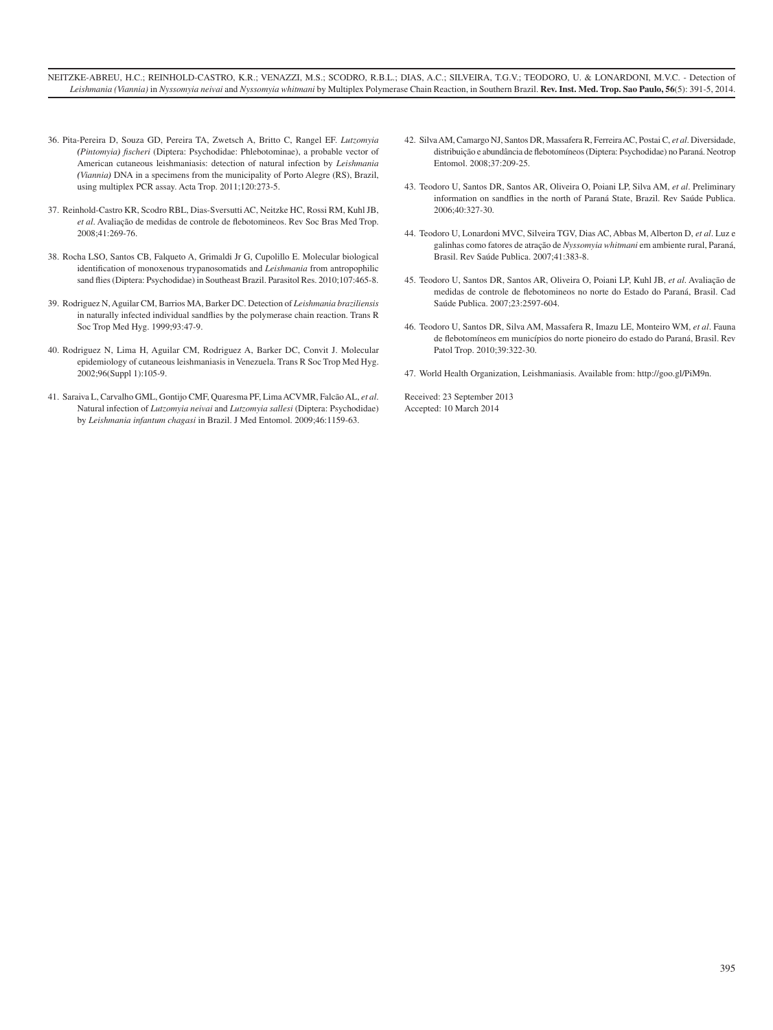36. Pita-Pereira D, Souza GD, Pereira TA, Zwetsch A, Britto C, Rangel EF. *Lutzomyia (Pintomyia) fischeri* (Diptera: Psychodidae: Phlebotominae), a probable vector of American cutaneous leishmaniasis: detection of natural infection by *Leishmania (Viannia)* DNA in a specimens from the municipality of Porto Alegre (RS), Brazil, using multiplex PCR assay. Acta Trop. 2011;120:273-5.

37. Reinhold-Castro KR, Scodro RBL, Dias-Sversutti AC, Neitzke HC, Rossi RM, Kuhl JB, *et al*. Avaliação de medidas de controle de flebotomineos. Rev Soc Bras Med Trop. 2008;41:269-76.

38. Rocha LSO, Santos CB, Falqueto A, Grimaldi Jr G, Cupolillo E. Molecular biological identification of monoxenous trypanosomatids and *Leishmania* from antropophilic sand flies (Diptera: Psychodidae) in Southeast Brazil. Parasitol Res. 2010;107:465-8.

39. Rodriguez N, Aguilar CM, Barrios MA, Barker DC. Detection of *Leishmania braziliensis* in naturally infected individual sandflies by the polymerase chain reaction. Trans R Soc Trop Med Hyg. 1999;93:47-9.

40. Rodriguez N, Lima H, Aguilar CM, Rodriguez A, Barker DC, Convit J. Molecular epidemiology of cutaneous leishmaniasis in Venezuela. Trans R Soc Trop Med Hyg. 2002;96(Suppl 1):105-9.

41. Saraiva L, Carvalho GML, Gontijo CMF, Quaresma PF, Lima ACVMR, Falcão AL, *et al*. Natural infection of *Lutzomyia neivai* and *Lutzomyia sallesi* (Diptera: Psychodidae) by *Leishmania infantum chagasi* in Brazil. J Med Entomol. 2009;46:1159-63.

42. Silva AM, Camargo NJ, Santos DR, Massafera R, Ferreira AC, Postai C, *et al*. Diversidade, distribuição e abundância de flebotomíneos (Diptera: Psychodidae) no Paraná. Neotrop Entomol. 2008;37:209-25.

43. Teodoro U, Santos DR, Santos AR, Oliveira O, Poiani LP, Silva AM, *et al*. Preliminary information on sandflies in the north of Paraná State, Brazil. Rev Saúde Publica. 2006;40:327-30.

44. Teodoro U, Lonardoni MVC, Silveira TGV, Dias AC, Abbas M, Alberton D, *et al*. Luz e galinhas como fatores de atração de *Nyssomyia whitmani* em ambiente rural, Paraná, Brasil. Rev Saúde Publica. 2007;41:383-8.

45. Teodoro U, Santos DR, Santos AR, Oliveira O, Poiani LP, Kuhl JB, *et al*. Avaliação de medidas de controle de flebotomineos no norte do Estado do Paraná, Brasil. Cad Saúde Publica. 2007;23:2597-604.

46. Teodoro U, Santos DR, Silva AM, Massafera R, Imazu LE, Monteiro WM, *et al*. Fauna de flebotomíneos em municípios do norte pioneiro do estado do Paraná, Brasil. Rev Patol Trop. 2010;39:322-30.

47. World Health Organization, Leishmaniasis. Available from: http://goo.gl/PiM9n.

Received: 23 September 2013
Accepted: 10 March 2014